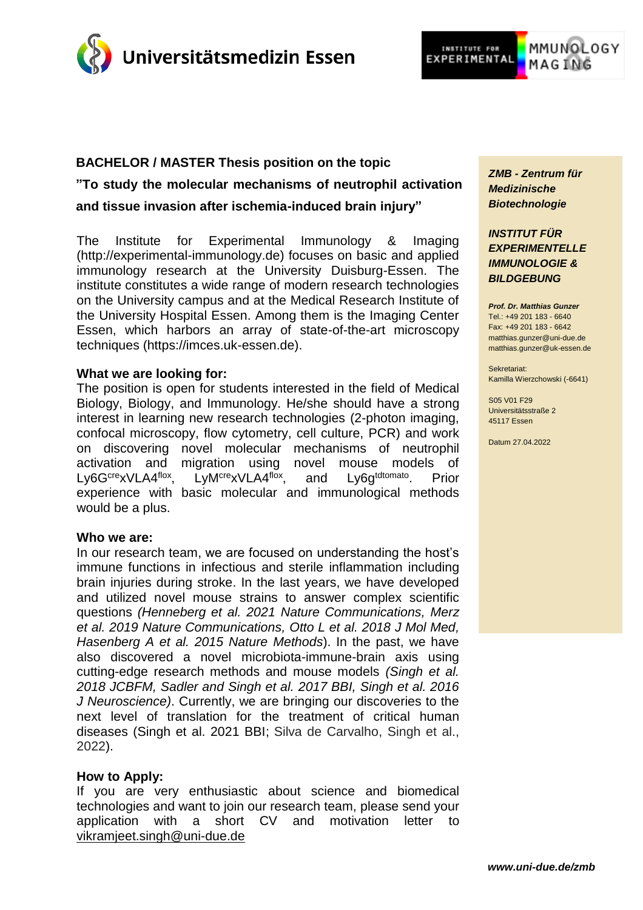Universitätsmedizin Essen

INSTITUTE FOR EXPERIMENTAL IMMUNOLOGY & IMAGING

**BACHELOR / MASTER Thesis position on the topic**

**"To study the molecular mechanisms of neutrophil activation and tissue invasion after ischemia-induced brain injury"**

The Institute for Experimental Immunology & Imaging (http://experimental-immunology.de) focuses on basic and applied immunology research at the University Duisburg-Essen. The institute constitutes a wide range of modern research technologies on the University campus and at the Medical Research Institute of the University Hospital Essen. Among them is the Imaging Center Essen, which harbors an array of state-of-the-art microscopy techniques (https://imces.uk-essen.de).

**What we are looking for:**
The position is open for students interested in the field of Medical Biology, Biology, and Immunology. He/she should have a strong interest in learning new research technologies (2-photon imaging, confocal microscopy, flow cytometry, cell culture, PCR) and work on discovering novel molecular mechanisms of neutrophil activation and migration using novel mouse models of $Ly6G^{cre}xVLA4^{flox}$, $LyM^{cre}xVLA4^{flox}$, and $Ly6g^{tdtomato}$. Prior experience with basic molecular and immunological methods would be a plus.

**Who we are:**
In our research team, we are focused on understanding the host's immune functions in infectious and sterile inflammation including brain injuries during stroke. In the last years, we have developed and utilized novel mouse strains to answer complex scientific questions *(Henneberg et al. 2021 Nature Communications, Merz et al. 2019 Nature Communications, Otto L et al. 2018 J Mol Med, Hasenberg A et al. 2015 Nature Methods*). In the past, we have also discovered a novel microbiota-immune-brain axis using cutting-edge research methods and mouse models *(Singh et al. 2018 JCBFM, Sadler and Singh et al. 2017 BBI, Singh et al. 2016 J Neuroscience)*. Currently, we are bringing our discoveries to the next level of translation for the treatment of critical human diseases (Singh et al. 2021 BBI; Silva de Carvalho, Singh et al., 2022).

**How to Apply:**
If you are very enthusiastic about science and biomedical technologies and want to join our research team, please send your application with a short CV and motivation letter to vikramjeet.singh@uni-due.de

***ZMB - Zentrum für Medizinische Biotechnologie***

***INSTITUT FÜR EXPERIMENTELLE IMMUNOLOGIE & BILDGEBUNG***

***Prof. Dr. Matthias Gunzer***
Tel.: +49 201 183 - 6640
Fax: +49 201 183 - 6642
matthias.gunzer@uni-due.de
matthias.gunzer@uk-essen.de

Sekretariat:
Kamilla Wierzchowski (-6641)

S05 V01 F29
Universitätsstraße 2
45117 Essen

Datum 27.04.2022

***www.uni-due.de/zmb***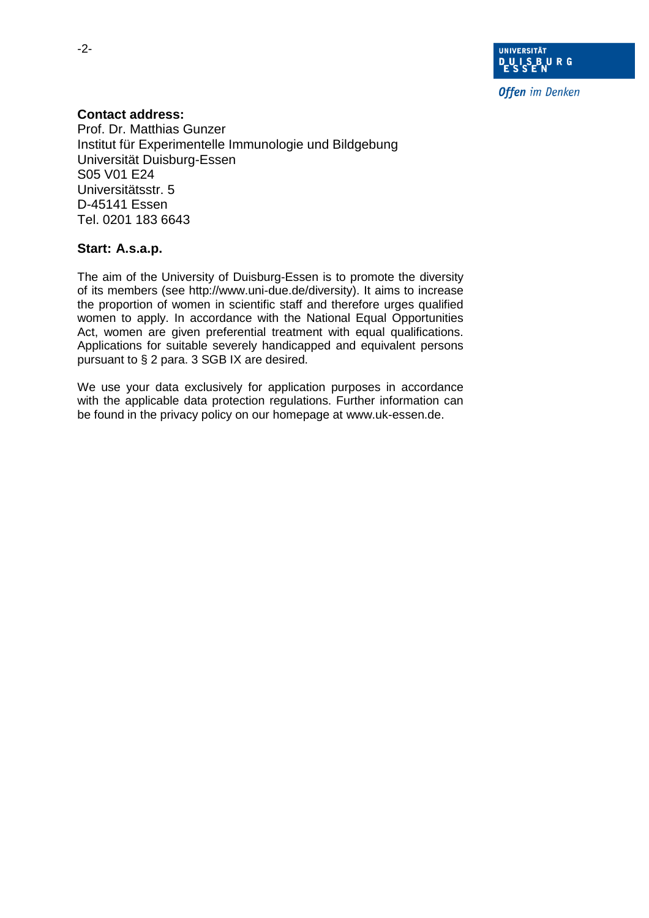**Contact address:**
Prof. Dr. Matthias Gunzer
Institut für Experimentelle Immunologie und Bildgebung
Universität Duisburg-Essen
S05 V01 E24
Universitätsstr. 5
D-45141 Essen
Tel. 0201 183 6643

**Start: A.s.a.p.**

The aim of the University of Duisburg-Essen is to promote the diversity of its members (see http://www.uni-due.de/diversity). It aims to increase the proportion of women in scientific staff and therefore urges qualified women to apply. In accordance with the National Equal Opportunities Act, women are given preferential treatment with equal qualifications. Applications for suitable severely handicapped and equivalent persons pursuant to § 2 para. 3 SGB IX are desired.

We use your data exclusively for application purposes in accordance with the applicable data protection regulations. Further information can be found in the privacy policy on our homepage at www.uk-essen.de.